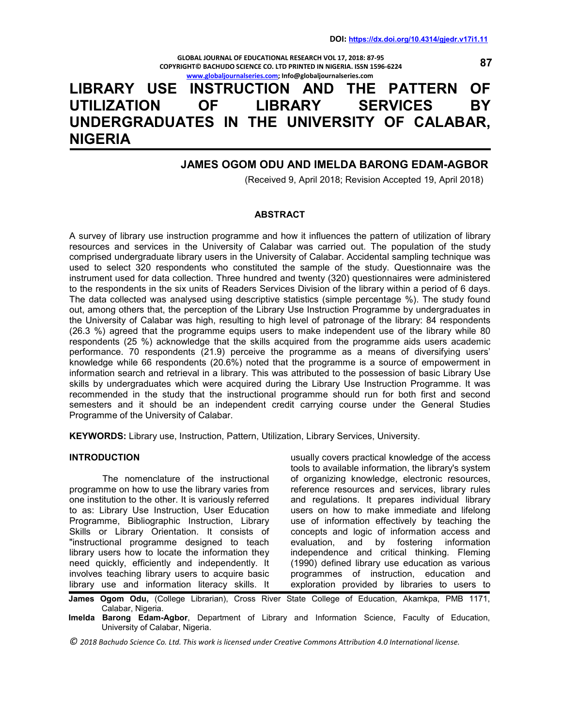DOI: https://dx.doi.org/10.4314/gjedr.v17i1.11

# LIBRARY USE INSTRUCTION AND THE PATTERN OF UTILIZATION OF LIBRARY SERVICES BY UNDERGRADUATES IN THE UNIVERSITY OF CALABAR, NIGERIA

**JAMES OGOM ODU AND IMELDA BARONG EDAM-AGBOR**

(Received 9, April 2018; Revision Accepted 19, April 2018)

## ABSTRACT

A survey of library use instruction programme and how it influences the pattern of utilization of library resources and services in the University of Calabar was carried out. The population of the study comprised undergraduate library users in the University of Calabar. Accidental sampling technique was used to select 320 respondents who constituted the sample of the study. Questionnaire was the instrument used for data collection. Three hundred and twenty (320) questionnaires were administered to the respondents in the six units of Readers Services Division of the library within a period of 6 days. The data collected was analysed using descriptive statistics (simple percentage %). The study found out, among others that, the perception of the Library Use Instruction Programme by undergraduates in the University of Calabar was high, resulting to high level of patronage of the library: 84 respondents (26.3 %) agreed that the programme equips users to make independent use of the library while 80 respondents (25 %) acknowledge that the skills acquired from the programme aids users academic performance. 70 respondents (21.9) perceive the programme as a means of diversifying users' knowledge while 66 respondents (20.6%) noted that the programme is a source of empowerment in information search and retrieval in a library. This was attributed to the possession of basic Library Use skills by undergraduates which were acquired during the Library Use Instruction Programme. It was recommended in the study that the instructional programme should run for both first and second semesters and it should be an independent credit carrying course under the General Studies Programme of the University of Calabar.

**KEYWORDS:** Library use, Instruction, Pattern, Utilization, Library Services, University.

## INTRODUCTION

The nomenclature of the instructional programme on how to use the library varies from one institution to the other. It is variously referred to as: Library Use Instruction, User Education Programme, Bibliographic Instruction, Library Skills or Library Orientation. It consists of "instructional programme designed to teach library users how to locate the information they need quickly, efficiently and independently. It involves teaching library users to acquire basic library use and information literacy skills. It usually covers practical knowledge of the access tools to available information, the library's system of organizing knowledge, electronic resources, reference resources and services, library rules and regulations. It prepares individual library users on how to make immediate and lifelong use of information effectively by teaching the concepts and logic of information access and evaluation, and by fostering information independence and critical thinking. Fleming (1990) defined library use education as various programmes of instruction, education and exploration provided by libraries to users to

**James Ogom Odu,** (College Librarian), Cross River State College of Education, Akamkpa, PMB 1171, Calabar, Nigeria.

**Imelda Barong Edam-Agbor**, Department of Library and Information Science, Faculty of Education, University of Calabar, Nigeria.

*© 2018 Bachudo Science Co. Ltd. This work is licensed under Creative Commons Attribution 4.0 International license.*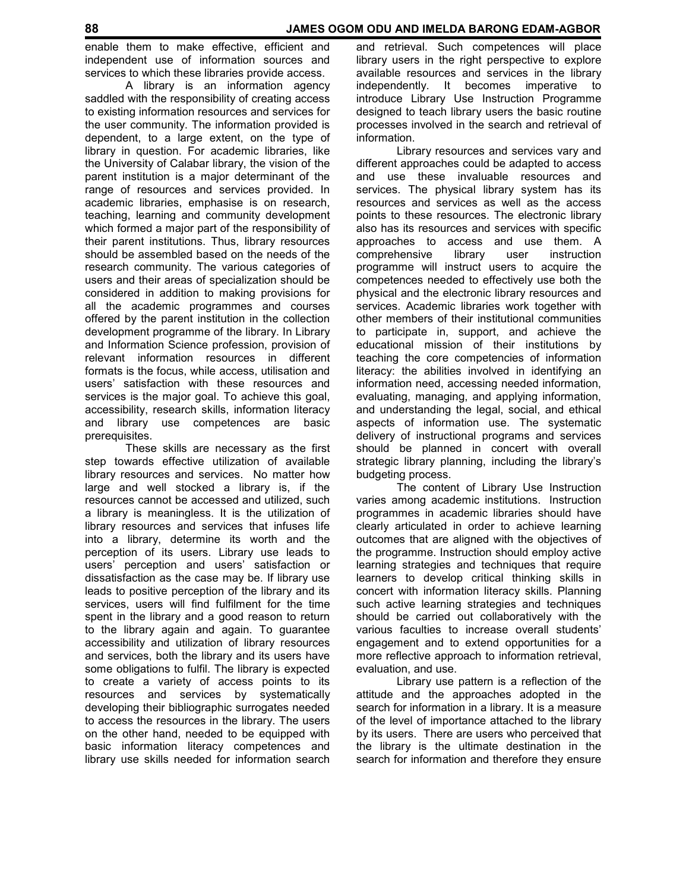enable them to make effective, efficient and independent use of information sources and services to which these libraries provide access.

A library is an information agency saddled with the responsibility of creating access to existing information resources and services for the user community. The information provided is dependent, to a large extent, on the type of library in question. For academic libraries, like the University of Calabar library, the vision of the parent institution is a major determinant of the range of resources and services provided. In academic libraries, emphasise is on research, teaching, learning and community development which formed a major part of the responsibility of their parent institutions. Thus, library resources should be assembled based on the needs of the research community. The various categories of users and their areas of specialization should be considered in addition to making provisions for all the academic programmes and courses offered by the parent institution in the collection development programme of the library. In Library and Information Science profession, provision of relevant information resources in different formats is the focus, while access, utilisation and users' satisfaction with these resources and services is the major goal. To achieve this goal, accessibility, research skills, information literacy and library use competences are basic prerequisites.

These skills are necessary as the first step towards effective utilization of available library resources and services. No matter how large and well stocked a library is, if the resources cannot be accessed and utilized, such a library is meaningless. It is the utilization of library resources and services that infuses life into a library, determine its worth and the perception of its users. Library use leads to users' perception and users' satisfaction or dissatisfaction as the case may be. If library use leads to positive perception of the library and its services, users will find fulfilment for the time spent in the library and a good reason to return to the library again and again. To guarantee accessibility and utilization of library resources and services, both the library and its users have some obligations to fulfil. The library is expected to create a variety of access points to its resources and services by systematically developing their bibliographic surrogates needed to access the resources in the library. The users on the other hand, needed to be equipped with basic information literacy competences and library use skills needed for information search and retrieval. Such competences will place library users in the right perspective to explore available resources and services in the library independently. It becomes imperative to introduce Library Use Instruction Programme designed to teach library users the basic routine processes involved in the search and retrieval of information.

Library resources and services vary and different approaches could be adapted to access and use these invaluable resources and services. The physical library system has its resources and services as well as the access points to these resources. The electronic library also has its resources and services with specific approaches to access and use them. A comprehensive library user instruction programme will instruct users to acquire the competences needed to effectively use both the physical and the electronic library resources and services. Academic libraries work together with other members of their institutional communities to participate in, support, and achieve the educational mission of their institutions by teaching the core competencies of information literacy: the abilities involved in identifying an information need, accessing needed information, evaluating, managing, and applying information, and understanding the legal, social, and ethical aspects of information use. The systematic delivery of instructional programs and services should be planned in concert with overall strategic library planning, including the library's budgeting process.

The content of Library Use Instruction varies among academic institutions. Instruction programmes in academic libraries should have clearly articulated in order to achieve learning outcomes that are aligned with the objectives of the programme. Instruction should employ active learning strategies and techniques that require learners to develop critical thinking skills in concert with information literacy skills. Planning such active learning strategies and techniques should be carried out collaboratively with the various faculties to increase overall students' engagement and to extend opportunities for a more reflective approach to information retrieval, evaluation, and use.

Library use pattern is a reflection of the attitude and the approaches adopted in the search for information in a library. It is a measure of the level of importance attached to the library by its users. There are users who perceived that the library is the ultimate destination in the search for information and therefore they ensure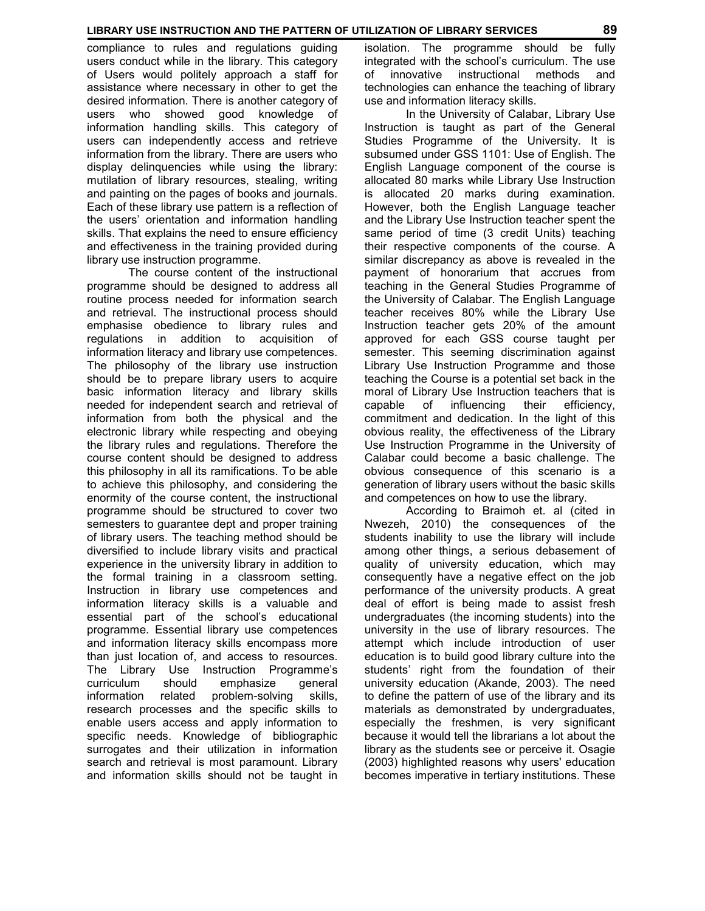compliance to rules and regulations guiding users conduct while in the library. This category of Users would politely approach a staff for assistance where necessary in other to get the desired information. There is another category of users who showed good knowledge of information handling skills. This category of users can independently access and retrieve information from the library. There are users who display delinquencies while using the library: mutilation of library resources, stealing, writing and painting on the pages of books and journals. Each of these library use pattern is a reflection of the users' orientation and information handling skills. That explains the need to ensure efficiency and effectiveness in the training provided during library use instruction programme.

The course content of the instructional programme should be designed to address all routine process needed for information search and retrieval. The instructional process should emphasise obedience to library rules and regulations in addition to acquisition of information literacy and library use competences. The philosophy of the library use instruction should be to prepare library users to acquire basic information literacy and library skills needed for independent search and retrieval of information from both the physical and the electronic library while respecting and obeying the library rules and regulations. Therefore the course content should be designed to address this philosophy in all its ramifications. To be able to achieve this philosophy, and considering the enormity of the course content, the instructional programme should be structured to cover two semesters to guarantee dept and proper training of library users. The teaching method should be diversified to include library visits and practical experience in the university library in addition to the formal training in a classroom setting. Instruction in library use competences and information literacy skills is a valuable and essential part of the school's educational programme. Essential library use competences and information literacy skills encompass more than just location of, and access to resources. The Library Use Instruction Programme's curriculum should emphasize general information related problem-solving skills, research processes and the specific skills to enable users access and apply information to specific needs. Knowledge of bibliographic surrogates and their utilization in information search and retrieval is most paramount. Library and information skills should not be taught in isolation. The programme should be fully integrated with the school's curriculum. The use of innovative instructional methods and technologies can enhance the teaching of library use and information literacy skills.

In the University of Calabar, Library Use Instruction is taught as part of the General Studies Programme of the University. It is subsumed under GSS 1101: Use of English. The English Language component of the course is allocated 80 marks while Library Use Instruction is allocated 20 marks during examination. However, both the English Language teacher and the Library Use Instruction teacher spent the same period of time (3 credit Units) teaching their respective components of the course. A similar discrepancy as above is revealed in the payment of honorarium that accrues from teaching in the General Studies Programme of the University of Calabar. The English Language teacher receives 80% while the Library Use Instruction teacher gets 20% of the amount approved for each GSS course taught per semester. This seeming discrimination against Library Use Instruction Programme and those teaching the Course is a potential set back in the moral of Library Use Instruction teachers that is capable of influencing their efficiency, commitment and dedication. In the light of this obvious reality, the effectiveness of the Library Use Instruction Programme in the University of Calabar could become a basic challenge. The obvious consequence of this scenario is a generation of library users without the basic skills and competences on how to use the library.

According to Braimoh et. al (cited in Nwezeh, 2010) the consequences of the students inability to use the library will include among other things, a serious debasement of quality of university education, which may consequently have a negative effect on the job performance of the university products. A great deal of effort is being made to assist fresh undergraduates (the incoming students) into the university in the use of library resources. The attempt which include introduction of user education is to build good library culture into the students' right from the foundation of their university education (Akande, 2003). The need to define the pattern of use of the library and its materials as demonstrated by undergraduates, especially the freshmen, is very significant because it would tell the librarians a lot about the library as the students see or perceive it. Osagie (2003) highlighted reasons why users' education becomes imperative in tertiary institutions. These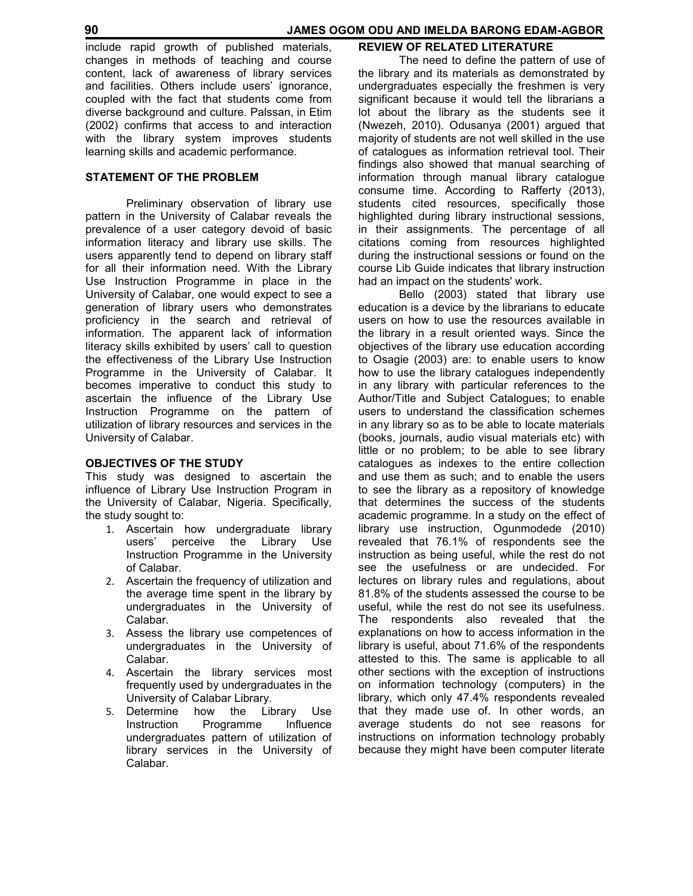include rapid growth of published materials, changes in methods of teaching and course content, lack of awareness of library services and facilities. Others include users' ignorance, coupled with the fact that students come from diverse background and culture. Palssan, in Etim (2002) confirms that access to and interaction with the library system improves students learning skills and academic performance.

## STATEMENT OF THE PROBLEM

Preliminary observation of library use pattern in the University of Calabar reveals the prevalence of a user category devoid of basic information literacy and library use skills. The users apparently tend to depend on library staff for all their information need. With the Library Use Instruction Programme in place in the University of Calabar, one would expect to see a generation of library users who demonstrates proficiency in the search and retrieval of information. The apparent lack of information literacy skills exhibited by users' call to question the effectiveness of the Library Use Instruction Programme in the University of Calabar. It becomes imperative to conduct this study to ascertain the influence of the Library Use Instruction Programme on the pattern of utilization of library resources and services in the University of Calabar.

## OBJECTIVES OF THE STUDY

This study was designed to ascertain the influence of Library Use Instruction Program in the University of Calabar, Nigeria. Specifically, the study sought to:

1. Ascertain how undergraduate library users' perceive the Library Use Instruction Programme in the University of Calabar.
2. Ascertain the frequency of utilization and the average time spent in the library by undergraduates in the University of Calabar.
3. Assess the library use competences of undergraduates in the University of Calabar.
4. Ascertain the library services most frequently used by undergraduates in the University of Calabar Library.
5. Determine how the Library Use Instruction Programme Influence undergraduates pattern of utilization of library services in the University of Calabar.

## REVIEW OF RELATED LITERATURE

The need to define the pattern of use of the library and its materials as demonstrated by undergraduates especially the freshmen is very significant because it would tell the librarians a lot about the library as the students see it (Nwezeh, 2010). Odusanya (2001) argued that majority of students are not well skilled in the use of catalogues as information retrieval tool. Their findings also showed that manual searching of information through manual library catalogue consume time. According to Rafferty (2013), students cited resources, specifically those highlighted during library instructional sessions, in their assignments. The percentage of all citations coming from resources highlighted during the instructional sessions or found on the course Lib Guide indicates that library instruction had an impact on the students' work.

Bello (2003) stated that library use education is a device by the librarians to educate users on how to use the resources available in the library in a result oriented ways. Since the objectives of the library use education according to Osagie (2003) are: to enable users to know how to use the library catalogues independently in any library with particular references to the Author/Title and Subject Catalogues; to enable users to understand the classification schemes in any library so as to be able to locate materials (books, journals, audio visual materials etc) with little or no problem; to be able to see library catalogues as indexes to the entire collection and use them as such; and to enable the users to see the library as a repository of knowledge that determines the success of the students academic programme. In a study on the effect of library use instruction, Ogunmodede (2010) revealed that 76.1% of respondents see the instruction as being useful, while the rest do not see the usefulness or are undecided. For lectures on library rules and regulations, about 81.8% of the students assessed the course to be useful, while the rest do not see its usefulness. The respondents also revealed that the explanations on how to access information in the library is useful, about 71.6% of the respondents attested to this. The same is applicable to all other sections with the exception of instructions on information technology (computers) in the library, which only 47.4% respondents revealed that they made use of. In other words, an average students do not see reasons for instructions on information technology probably because they might have been computer literate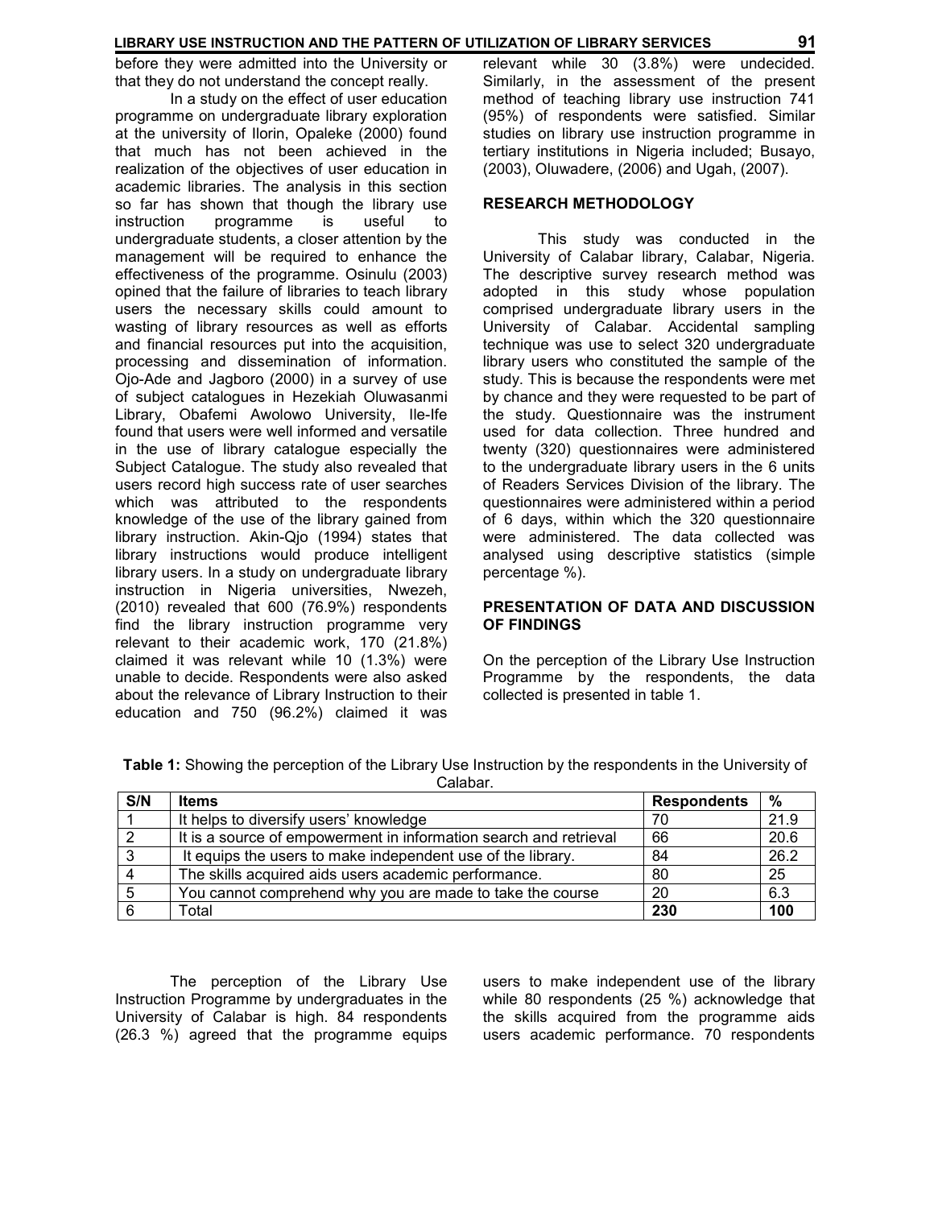before they were admitted into the University or that they do not understand the concept really.

In a study on the effect of user education programme on undergraduate library exploration at the university of Ilorin, Opaleke (2000) found that much has not been achieved in the realization of the objectives of user education in academic libraries. The analysis in this section so far has shown that though the library use instruction programme is useful to undergraduate students, a closer attention by the management will be required to enhance the effectiveness of the programme. Osinulu (2003) opined that the failure of libraries to teach library users the necessary skills could amount to wasting of library resources as well as efforts and financial resources put into the acquisition, processing and dissemination of information. Ojo-Ade and Jagboro (2000) in a survey of use of subject catalogues in Hezekiah Oluwasanmi Library, Obafemi Awolowo University, Ile-Ife found that users were well informed and versatile in the use of library catalogue especially the Subject Catalogue. The study also revealed that users record high success rate of user searches which was attributed to the respondents knowledge of the use of the library gained from library instruction. Akin-Qjo (1994) states that library instructions would produce intelligent library users. In a study on undergraduate library instruction in Nigeria universities, Nwezeh, (2010) revealed that 600 (76.9%) respondents find the library instruction programme very relevant to their academic work, 170 (21.8%) claimed it was relevant while 10 (1.3%) were unable to decide. Respondents were also asked about the relevance of Library Instruction to their education and 750 (96.2%) claimed it was relevant while 30 (3.8%) were undecided. Similarly, in the assessment of the present method of teaching library use instruction 741 (95%) of respondents were satisfied. Similar studies on library use instruction programme in tertiary institutions in Nigeria included; Busayo, (2003), Oluwadere, (2006) and Ugah, (2007).

## RESEARCH METHODOLOGY

This study was conducted in the University of Calabar library, Calabar, Nigeria. The descriptive survey research method was adopted in this study whose population comprised undergraduate library users in the University of Calabar. Accidental sampling technique was use to select 320 undergraduate library users who constituted the sample of the study. This is because the respondents were met by chance and they were requested to be part of the study. Questionnaire was the instrument used for data collection. Three hundred and twenty (320) questionnaires were administered to the undergraduate library users in the 6 units of Readers Services Division of the library. The questionnaires were administered within a period of 6 days, within which the 320 questionnaire were administered. The data collected was analysed using descriptive statistics (simple percentage %).

## PRESENTATION OF DATA AND DISCUSSION OF FINDINGS

On the perception of the Library Use Instruction Programme by the respondents, the data collected is presented in table 1.

**Table 1:** Showing the perception of the Library Use Instruction by the respondents in the University of Calabar.

| S/N | Items | Respondents | % |
|---|---|---|---|
| 1 | It helps to diversify users' knowledge | 70 | 21.9 |
| 2 | It is a source of empowerment in information search and retrieval | 66 | 20.6 |
| 3 | It equips the users to make independent use of the library. | 84 | 26.2 |
| 4 | The skills acquired aids users academic performance. | 80 | 25 |
| 5 | You cannot comprehend why you are made to take the course | 20 | 6.3 |
| 6 | Total | **230** | **100** |

The perception of the Library Use Instruction Programme by undergraduates in the University of Calabar is high. 84 respondents (26.3 %) agreed that the programme equips users to make independent use of the library while 80 respondents (25 %) acknowledge that the skills acquired from the programme aids users academic performance. 70 respondents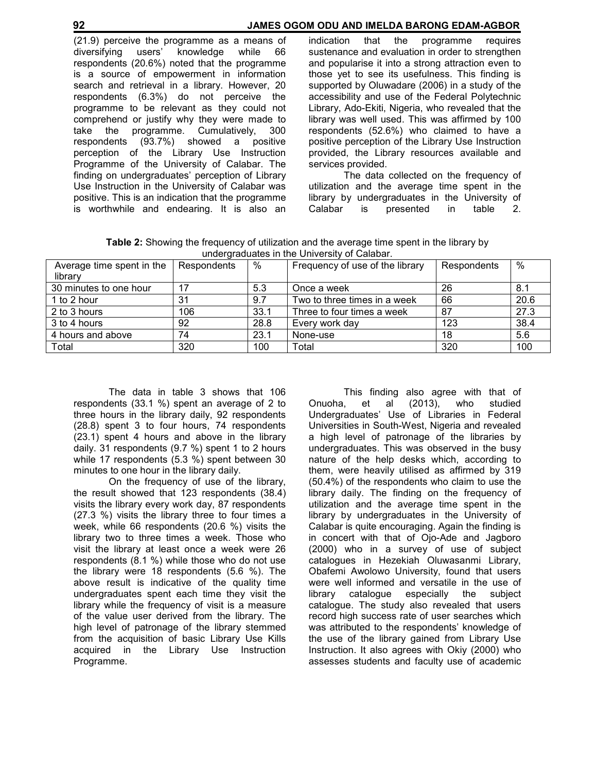(21.9) perceive the programme as a means of diversifying users' knowledge while 66 respondents (20.6%) noted that the programme is a source of empowerment in information search and retrieval in a library. However, 20 respondents (6.3%) do not perceive the programme to be relevant as they could not comprehend or justify why they were made to take the programme. Cumulatively, 300 respondents (93.7%) showed a positive perception of the Library Use Instruction Programme of the University of Calabar. The finding on undergraduates' perception of Library Use Instruction in the University of Calabar was positive. This is an indication that the programme is worthwhile and endearing. It is also an indication that the programme requires sustenance and evaluation in order to strengthen and popularise it into a strong attraction even to those yet to see its usefulness. This finding is supported by Oluwadare (2006) in a study of the accessibility and use of the Federal Polytechnic Library, Ado-Ekiti, Nigeria, who revealed that the library was well used. This was affirmed by 100 respondents (52.6%) who claimed to have a positive perception of the Library Use Instruction provided, the Library resources available and services provided.

The data collected on the frequency of utilization and the average time spent in the library by undergraduates in the University of Calabar is presented in table 2.

**Table 2:** Showing the frequency of utilization and the average time spent in the library by undergraduates in the University of Calabar.

| Average time spent in the library | Respondents | % | Frequency of use of the library | Respondents | % |
|---|---|---|---|---|---|
| 30 minutes to one hour | 17 | 5.3 | Once a week | 26 | 8.1 |
| 1 to 2 hour | 31 | 9.7 | Two to three times in a week | 66 | 20.6 |
| 2 to 3 hours | 106 | 33.1 | Three to four times a week | 87 | 27.3 |
| 3 to 4 hours | 92 | 28.8 | Every work day | 123 | 38.4 |
| 4 hours and above | 74 | 23.1 | None-use | 18 | 5.6 |
| Total | 320 | 100 | Total | 320 | 100 |

The data in table 3 shows that 106 respondents (33.1 %) spent an average of 2 to three hours in the library daily, 92 respondents (28.8) spent 3 to four hours, 74 respondents (23.1) spent 4 hours and above in the library daily. 31 respondents (9.7 %) spent 1 to 2 hours while 17 respondents (5.3 %) spent between 30 minutes to one hour in the library daily.

On the frequency of use of the library, the result showed that 123 respondents (38.4) visits the library every work day, 87 respondents (27.3 %) visits the library three to four times a week, while 66 respondents (20.6 %) visits the library two to three times a week. Those who visit the library at least once a week were 26 respondents (8.1 %) while those who do not use the library were 18 respondents (5.6 %). The above result is indicative of the quality time undergraduates spent each time they visit the library while the frequency of visit is a measure of the value user derived from the library. The high level of patronage of the library stemmed from the acquisition of basic Library Use Kills acquired in the Library Use Instruction Programme.

This finding also agree with that of Onuoha, et al (2013), who studied Undergraduates' Use of Libraries in Federal Universities in South-West, Nigeria and revealed a high level of patronage of the libraries by undergraduates. This was observed in the busy nature of the help desks which, according to them, were heavily utilised as affirmed by 319 (50.4%) of the respondents who claim to use the library daily. The finding on the frequency of utilization and the average time spent in the library by undergraduates in the University of Calabar is quite encouraging. Again the finding is in concert with that of Ojo-Ade and Jagboro (2000) who in a survey of use of subject catalogues in Hezekiah Oluwasanmi Library, Obafemi Awolowo University, found that users were well informed and versatile in the use of library catalogue especially the subject catalogue. The study also revealed that users record high success rate of user searches which was attributed to the respondents' knowledge of the use of the library gained from Library Use Instruction. It also agrees with Okiy (2000) who assesses students and faculty use of academic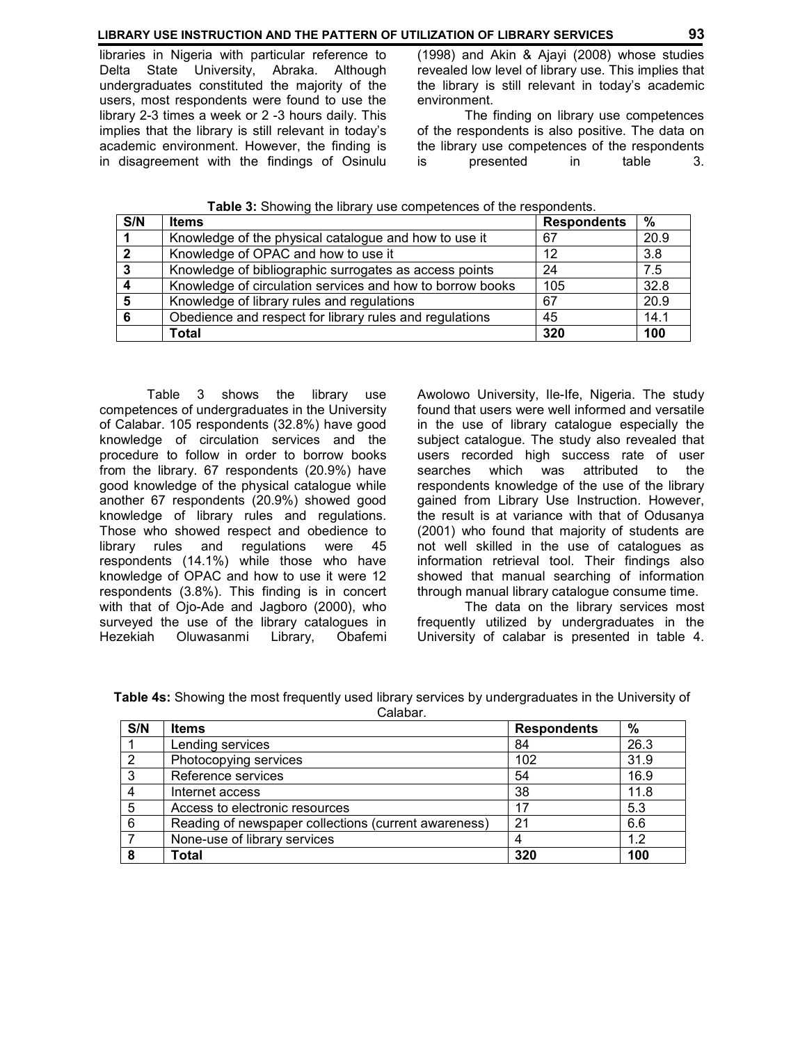libraries in Nigeria with particular reference to Delta State University, Abraka. Although undergraduates constituted the majority of the users, most respondents were found to use the library 2-3 times a week or 2 -3 hours daily. This implies that the library is still relevant in today's academic environment. However, the finding is in disagreement with the findings of Osinulu (1998) and Akin & Ajayi (2008) whose studies revealed low level of library use. This implies that the library is still relevant in today's academic environment.

The finding on library use competences of the respondents is also positive. The data on the library use competences of the respondents is presented in table 3.

**Table 3:** Showing the library use competences of the respondents.

| S/N | Items | Respondents | % |
|---|---|---|---|
| 1 | Knowledge of the physical catalogue and how to use it | 67 | 20.9 |
| 2 | Knowledge of OPAC and how to use it | 12 | 3.8 |
| 3 | Knowledge of bibliographic surrogates as access points | 24 | 7.5 |
| 4 | Knowledge of circulation services and how to borrow books | 105 | 32.8 |
| 5 | Knowledge of library rules and regulations | 67 | 20.9 |
| 6 | Obedience and respect for library rules and regulations | 45 | 14.1 |
| | **Total** | **320** | **100** |

Table 3 shows the library use competences of undergraduates in the University of Calabar. 105 respondents (32.8%) have good knowledge of circulation services and the procedure to follow in order to borrow books from the library. 67 respondents (20.9%) have good knowledge of the physical catalogue while another 67 respondents (20.9%) showed good knowledge of library rules and regulations. Those who showed respect and obedience to library rules and regulations were 45 respondents (14.1%) while those who have knowledge of OPAC and how to use it were 12 respondents (3.8%). This finding is in concert with that of Ojo-Ade and Jagboro (2000), who surveyed the use of the library catalogues in Hezekiah Oluwasanmi Library, Obafemi Awolowo University, Ile-Ife, Nigeria. The study found that users were well informed and versatile in the use of library catalogue especially the subject catalogue. The study also revealed that users recorded high success rate of user searches which was attributed to the respondents knowledge of the use of the library gained from Library Use Instruction. However, the result is at variance with that of Odusanya (2001) who found that majority of students are not well skilled in the use of catalogues as information retrieval tool. Their findings also showed that manual searching of information through manual library catalogue consume time.

The data on the library services most frequently utilized by undergraduates in the University of calabar is presented in table 4.

**Table 4s:** Showing the most frequently used library services by undergraduates in the University of Calabar.

| S/N | Items | Respondents | % |
|---|---|---|---|
| 1 | Lending services | 84 | 26.3 |
| 2 | Photocopying services | 102 | 31.9 |
| 3 | Reference services | 54 | 16.9 |
| 4 | Internet access | 38 | 11.8 |
| 5 | Access to electronic resources | 17 | 5.3 |
| 6 | Reading of newspaper collections (current awareness) | 21 | 6.6 |
| 7 | None-use of library services | 4 | 1.2 |
| **8** | **Total** | **320** | **100** |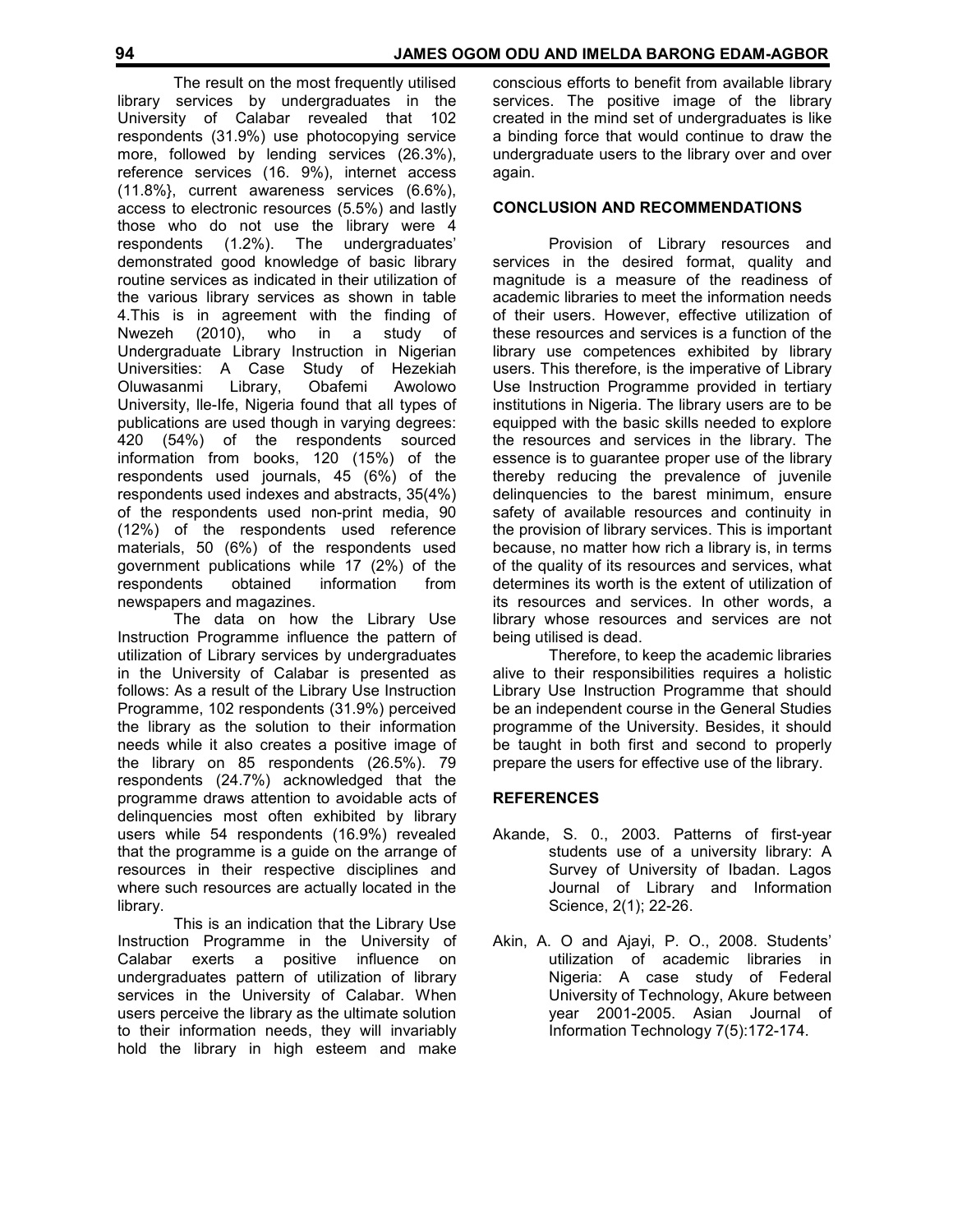The result on the most frequently utilised library services by undergraduates in the University of Calabar revealed that 102 respondents (31.9%) use photocopying service more, followed by lending services (26.3%), reference services (16. 9%), internet access (11.8%}, current awareness services (6.6%), access to electronic resources (5.5%) and lastly those who do not use the library were 4 respondents (1.2%). The undergraduates' demonstrated good knowledge of basic library routine services as indicated in their utilization of the various library services as shown in table 4.This is in agreement with the finding of Nwezeh (2010), who in a study of Undergraduate Library Instruction in Nigerian Universities: A Case Study of Hezekiah Oluwasanmi Library, Obafemi Awolowo University, Ile-Ife, Nigeria found that all types of publications are used though in varying degrees: 420 (54%) of the respondents sourced information from books, 120 (15%) of the respondents used journals, 45 (6%) of the respondents used indexes and abstracts, 35(4%) of the respondents used non-print media, 90 (12%) of the respondents used reference materials, 50 (6%) of the respondents used government publications while 17 (2%) of the respondents obtained information from newspapers and magazines.

The data on how the Library Use Instruction Programme influence the pattern of utilization of Library services by undergraduates in the University of Calabar is presented as follows: As a result of the Library Use Instruction Programme, 102 respondents (31.9%) perceived the library as the solution to their information needs while it also creates a positive image of the library on 85 respondents (26.5%). 79 respondents (24.7%) acknowledged that the programme draws attention to avoidable acts of delinquencies most often exhibited by library users while 54 respondents (16.9%) revealed that the programme is a guide on the arrange of resources in their respective disciplines and where such resources are actually located in the library.

This is an indication that the Library Use Instruction Programme in the University of Calabar exerts a positive influence on undergraduates pattern of utilization of library services in the University of Calabar. When users perceive the library as the ultimate solution to their information needs, they will invariably hold the library in high esteem and make conscious efforts to benefit from available library services. The positive image of the library created in the mind set of undergraduates is like a binding force that would continue to draw the undergraduate users to the library over and over again.

## CONCLUSION AND RECOMMENDATIONS

Provision of Library resources and services in the desired format, quality and magnitude is a measure of the readiness of academic libraries to meet the information needs of their users. However, effective utilization of these resources and services is a function of the library use competences exhibited by library users. This therefore, is the imperative of Library Use Instruction Programme provided in tertiary institutions in Nigeria. The library users are to be equipped with the basic skills needed to explore the resources and services in the library. The essence is to guarantee proper use of the library thereby reducing the prevalence of juvenile delinquencies to the barest minimum, ensure safety of available resources and continuity in the provision of library services. This is important because, no matter how rich a library is, in terms of the quality of its resources and services, what determines its worth is the extent of utilization of its resources and services. In other words, a library whose resources and services are not being utilised is dead.

Therefore, to keep the academic libraries alive to their responsibilities requires a holistic Library Use Instruction Programme that should be an independent course in the General Studies programme of the University. Besides, it should be taught in both first and second to properly prepare the users for effective use of the library.

## REFERENCES

Akande, S. 0., 2003. Patterns of first-year students use of a university library: A Survey of University of Ibadan. Lagos Journal of Library and Information Science, 2(1); 22-26.

Akin, A. O and Ajayi, P. O., 2008. Students' utilization of academic libraries in Nigeria: A case study of Federal University of Technology, Akure between year 2001-2005. Asian Journal of Information Technology 7(5):172-174.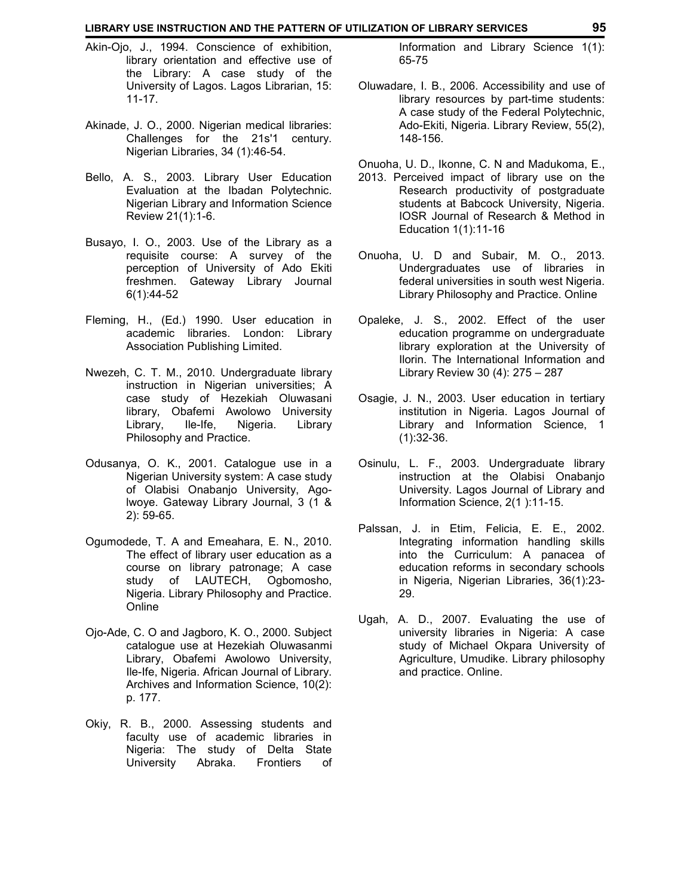Akin-Ojo, J., 1994. Conscience of exhibition, library orientation and effective use of the Library: A case study of the University of Lagos. Lagos Librarian, 15: 11-17.

Akinade, J. O., 2000. Nigerian medical libraries: Challenges for the 21s'1 century. Nigerian Libraries, 34 (1):46-54.

Bello, A. S., 2003. Library User Education Evaluation at the Ibadan Polytechnic. Nigerian Library and Information Science Review 21(1):1-6.

Busayo, I. O., 2003. Use of the Library as a requisite course: A survey of the perception of University of Ado Ekiti freshmen. Gateway Library Journal 6(1):44-52

Fleming, H., (Ed.) 1990. User education in academic libraries. London: Library Association Publishing Limited.

Nwezeh, C. T. M., 2010. Undergraduate library instruction in Nigerian universities; A case study of Hezekiah Oluwasani library, Obafemi Awolowo University Library, Ile-Ife, Nigeria. Library Philosophy and Practice.

Odusanya, O. K., 2001. Catalogue use in a Nigerian University system: A case study of Olabisi Onabanjo University, Ago-lwoye. Gateway Library Journal, 3 (1 & 2): 59-65.

Ogumodede, T. A and Emeahara, E. N., 2010. The effect of library user education as a course on library patronage; A case study of LAUTECH, Ogbomosho, Nigeria. Library Philosophy and Practice. Online

Ojo-Ade, C. O and Jagboro, K. O., 2000. Subject catalogue use at Hezekiah Oluwasanmi Library, Obafemi Awolowo University, Ile-Ife, Nigeria. African Journal of Library. Archives and Information Science, 10(2): p. 177.

Okiy, R. B., 2000. Assessing students and faculty use of academic libraries in Nigeria: The study of Delta State University Abraka. Frontiers of Information and Library Science 1(1): 65-75

Oluwadare, I. B., 2006. Accessibility and use of library resources by part-time students: A case study of the Federal Polytechnic, Ado-Ekiti, Nigeria. Library Review, 55(2), 148-156.

Onuoha, U. D., Ikonne, C. N and Madukoma, E., 2013. Perceived impact of library use on the Research productivity of postgraduate students at Babcock University, Nigeria. IOSR Journal of Research & Method in Education 1(1):11-16

Onuoha, U. D and Subair, M. O., 2013. Undergraduates use of libraries in federal universities in south west Nigeria. Library Philosophy and Practice. Online

Opaleke, J. S., 2002. Effect of the user education programme on undergraduate library exploration at the University of Ilorin. The International Information and Library Review 30 (4): 275 – 287

Osagie, J. N., 2003. User education in tertiary institution in Nigeria. Lagos Journal of Library and Information Science, 1 (1):32-36.

Osinulu, L. F., 2003. Undergraduate library instruction at the Olabisi Onabanjo University. Lagos Journal of Library and Information Science, 2(1 ):11-15.

Palssan, J. in Etim, Felicia, E. E., 2002. Integrating information handling skills into the Curriculum: A panacea of education reforms in secondary schools in Nigeria, Nigerian Libraries, 36(1):23-29.

Ugah, A. D., 2007. Evaluating the use of university libraries in Nigeria: A case study of Michael Okpara University of Agriculture, Umudike. Library philosophy and practice. Online.